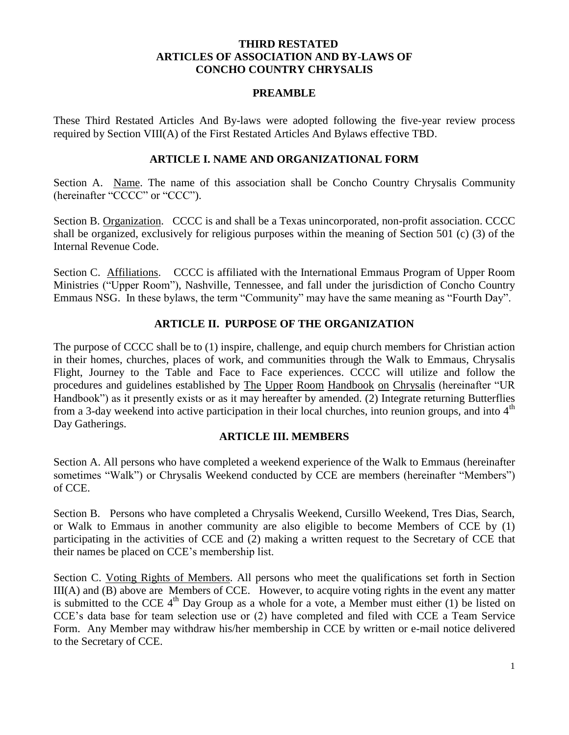# THIRD RESTATED ARTICLES OF ASSOCIATION AND BY-LAWS OF CONCHO COUNTRY CHRYSALIS

## PREAMBLE

These Third Restated Articles And By-laws were adopted following the five-year review process required by Section VIII(A) of the First Restated Articles And Bylaws effective TBD.

## ARTICLE I. NAME AND ORGANIZATIONAL FORM

Section A. Name. The name of this association shall be Concho Country Chrysalis Community (hereinafter "CCCC" or "CCC").

Section B. Organization. CCCC is and shall be a Texas unincorporated, non-profit association. CCCC shall be organized, exclusively for religious purposes within the meaning of Section 501 (c) (3) of the Internal Revenue Code.

Section C. Affiliations. CCCC is affiliated with the International Emmaus Program of Upper Room Ministries ("Upper Room"), Nashville, Tennessee, and fall under the jurisdiction of Concho Country Emmaus NSG. In these bylaws, the term "Community" may have the same meaning as "Fourth Day".

## ARTICLE II. PURPOSE OF THE ORGANIZATION

The purpose of CCCC shall be to (1) inspire, challenge, and equip church members for Christian action in their homes, churches, places of work, and communities through the Walk to Emmaus, Chrysalis Flight, Journey to the Table and Face to Face experiences. CCCC will utilize and follow the procedures and guidelines established by The Upper Room Handbook on Chrysalis (hereinafter "UR Handbook") as it presently exists or as it may hereafter by amended. (2) Integrate returning Butterflies from a 3-day weekend into active participation in their local churches, into reunion groups, and into 4th Day Gatherings.

## ARTICLE III. MEMBERS

Section A. All persons who have completed a weekend experience of the Walk to Emmaus (hereinafter sometimes "Walk") or Chrysalis Weekend conducted by CCE are members (hereinafter "Members") of CCE.

Section B. Persons who have completed a Chrysalis Weekend, Cursillo Weekend, Tres Dias, Search, or Walk to Emmaus in another community are also eligible to become Members of CCE by (1) participating in the activities of CCE and (2) making a written request to the Secretary of CCE that their names be placed on CCE's membership list.

Section C. Voting Rights of Members. All persons who meet the qualifications set forth in Section III(A) and (B) above are Members of CCE. However, to acquire voting rights in the event any matter is submitted to the CCE 4th Day Group as a whole for a vote, a Member must either (1) be listed on CCE's data base for team selection use or (2) have completed and filed with CCE a Team Service Form. Any Member may withdraw his/her membership in CCE by written or e-mail notice delivered to the Secretary of CCE.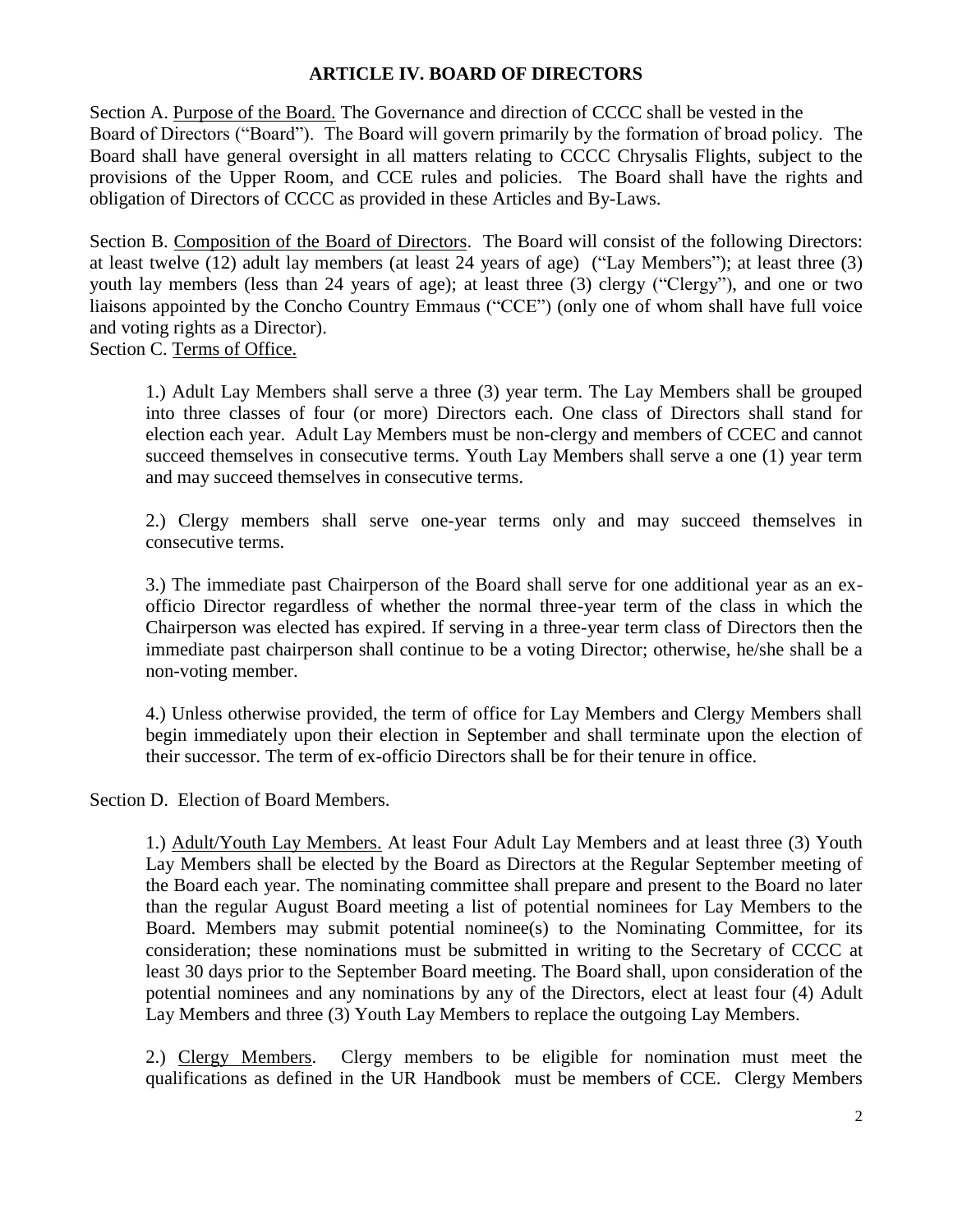## ARTICLE IV. BOARD OF DIRECTORS

Section A. Purpose of the Board. The Governance and direction of CCCC shall be vested in the Board of Directors ("Board"). The Board will govern primarily by the formation of broad policy. The Board shall have general oversight in all matters relating to CCCC Chrysalis Flights, subject to the provisions of the Upper Room, and CCE rules and policies. The Board shall have the rights and obligation of Directors of CCCC as provided in these Articles and By-Laws.

Section B. Composition of the Board of Directors. The Board will consist of the following Directors: at least twelve (12) adult lay members (at least 24 years of age) ("Lay Members"); at least three (3) youth lay members (less than 24 years of age); at least three (3) clergy ("Clergy"), and one or two liaisons appointed by the Concho Country Emmaus ("CCE") (only one of whom shall have full voice and voting rights as a Director).

Section C. Terms of Office.

1.) Adult Lay Members shall serve a three (3) year term. The Lay Members shall be grouped into three classes of four (or more) Directors each. One class of Directors shall stand for election each year. Adult Lay Members must be non-clergy and members of CCEC and cannot succeed themselves in consecutive terms. Youth Lay Members shall serve a one (1) year term and may succeed themselves in consecutive terms.

2.) Clergy members shall serve one-year terms only and may succeed themselves in consecutive terms.

3.) The immediate past Chairperson of the Board shall serve for one additional year as an ex-officio Director regardless of whether the normal three-year term of the class in which the Chairperson was elected has expired. If serving in a three-year term class of Directors then the immediate past chairperson shall continue to be a voting Director; otherwise, he/she shall be a non-voting member.

4.) Unless otherwise provided, the term of office for Lay Members and Clergy Members shall begin immediately upon their election in September and shall terminate upon the election of their successor. The term of ex-officio Directors shall be for their tenure in office.

Section D. Election of Board Members.

1.) Adult/Youth Lay Members. At least Four Adult Lay Members and at least three (3) Youth Lay Members shall be elected by the Board as Directors at the Regular September meeting of the Board each year. The nominating committee shall prepare and present to the Board no later than the regular August Board meeting a list of potential nominees for Lay Members to the Board. Members may submit potential nominee(s) to the Nominating Committee, for its consideration; these nominations must be submitted in writing to the Secretary of CCCC at least 30 days prior to the September Board meeting. The Board shall, upon consideration of the potential nominees and any nominations by any of the Directors, elect at least four (4) Adult Lay Members and three (3) Youth Lay Members to replace the outgoing Lay Members.

2.) Clergy Members. Clergy members to be eligible for nomination must meet the qualifications as defined in the UR Handbook must be members of CCE. Clergy Members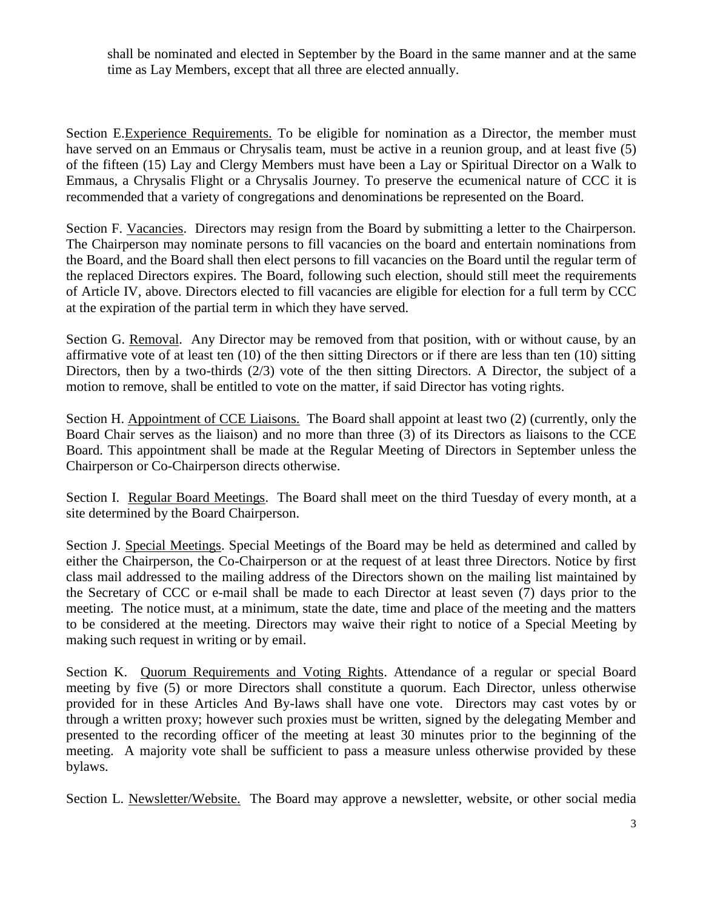shall be nominated and elected in September by the Board in the same manner and at the same time as Lay Members, except that all three are elected annually.

Section E. Experience Requirements. To be eligible for nomination as a Director, the member must have served on an Emmaus or Chrysalis team, must be active in a reunion group, and at least five (5) of the fifteen (15) Lay and Clergy Members must have been a Lay or Spiritual Director on a Walk to Emmaus, a Chrysalis Flight or a Chrysalis Journey. To preserve the ecumenical nature of CCC it is recommended that a variety of congregations and denominations be represented on the Board.

Section F. Vacancies. Directors may resign from the Board by submitting a letter to the Chairperson. The Chairperson may nominate persons to fill vacancies on the board and entertain nominations from the Board, and the Board shall then elect persons to fill vacancies on the Board until the regular term of the replaced Directors expires. The Board, following such election, should still meet the requirements of Article IV, above. Directors elected to fill vacancies are eligible for election for a full term by CCC at the expiration of the partial term in which they have served.

Section G. Removal. Any Director may be removed from that position, with or without cause, by an affirmative vote of at least ten (10) of the then sitting Directors or if there are less than ten (10) sitting Directors, then by a two-thirds (2/3) vote of the then sitting Directors. A Director, the subject of a motion to remove, shall be entitled to vote on the matter, if said Director has voting rights.

Section H. Appointment of CCE Liaisons. The Board shall appoint at least two (2) (currently, only the Board Chair serves as the liaison) and no more than three (3) of its Directors as liaisons to the CCE Board. This appointment shall be made at the Regular Meeting of Directors in September unless the Chairperson or Co-Chairperson directs otherwise.

Section I. Regular Board Meetings. The Board shall meet on the third Tuesday of every month, at a site determined by the Board Chairperson.

Section J. Special Meetings. Special Meetings of the Board may be held as determined and called by either the Chairperson, the Co-Chairperson or at the request of at least three Directors. Notice by first class mail addressed to the mailing address of the Directors shown on the mailing list maintained by the Secretary of CCC or e-mail shall be made to each Director at least seven (7) days prior to the meeting. The notice must, at a minimum, state the date, time and place of the meeting and the matters to be considered at the meeting. Directors may waive their right to notice of a Special Meeting by making such request in writing or by email.

Section K. Quorum Requirements and Voting Rights. Attendance of a regular or special Board meeting by five (5) or more Directors shall constitute a quorum. Each Director, unless otherwise provided for in these Articles And By-laws shall have one vote. Directors may cast votes by or through a written proxy; however such proxies must be written, signed by the delegating Member and presented to the recording officer of the meeting at least 30 minutes prior to the beginning of the meeting. A majority vote shall be sufficient to pass a measure unless otherwise provided by these bylaws.

Section L. Newsletter/Website. The Board may approve a newsletter, website, or other social media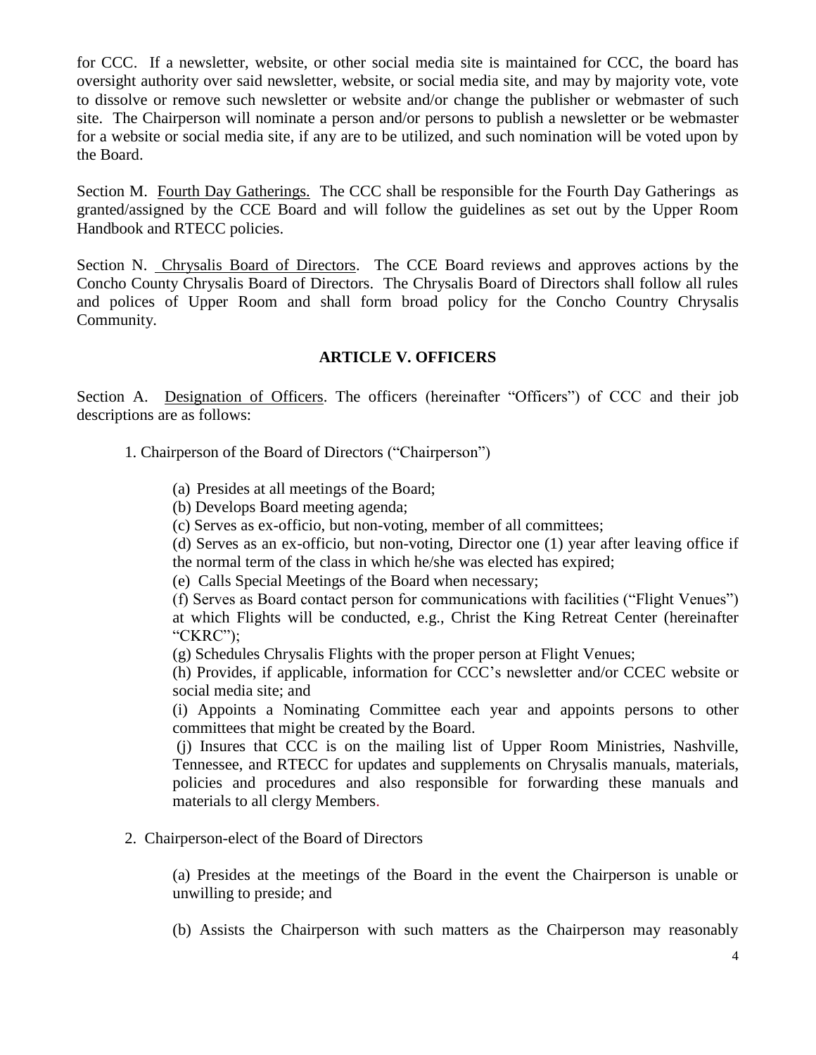for CCC. If a newsletter, website, or other social media site is maintained for CCC, the board has oversight authority over said newsletter, website, or social media site, and may by majority vote, vote to dissolve or remove such newsletter or website and/or change the publisher or webmaster of such site. The Chairperson will nominate a person and/or persons to publish a newsletter or be webmaster for a website or social media site, if any are to be utilized, and such nomination will be voted upon by the Board.

Section M. Fourth Day Gatherings. The CCC shall be responsible for the Fourth Day Gatherings as granted/assigned by the CCE Board and will follow the guidelines as set out by the Upper Room Handbook and RTECC policies.

Section N. Chrysalis Board of Directors. The CCE Board reviews and approves actions by the Concho County Chrysalis Board of Directors. The Chrysalis Board of Directors shall follow all rules and polices of Upper Room and shall form broad policy for the Concho Country Chrysalis Community.

## ARTICLE V. OFFICERS

Section A. Designation of Officers. The officers (hereinafter "Officers") of CCC and their job descriptions are as follows:

1. Chairperson of the Board of Directors ("Chairperson")

   (a) Presides at all meetings of the Board;

   (b) Develops Board meeting agenda;

   (c) Serves as ex-officio, but non-voting, member of all committees;

   (d) Serves as an ex-officio, but non-voting, Director one (1) year after leaving office if the normal term of the class in which he/she was elected has expired;

   (e) Calls Special Meetings of the Board when necessary;

   (f) Serves as Board contact person for communications with facilities ("Flight Venues") at which Flights will be conducted, e.g., Christ the King Retreat Center (hereinafter "CKRC");

   (g) Schedules Chrysalis Flights with the proper person at Flight Venues;

   (h) Provides, if applicable, information for CCC's newsletter and/or CCEC website or social media site; and

   (i) Appoints a Nominating Committee each year and appoints persons to other committees that might be created by the Board.

   (j) Insures that CCC is on the mailing list of Upper Room Ministries, Nashville, Tennessee, and RTECC for updates and supplements on Chrysalis manuals, materials, policies and procedures and also responsible for forwarding these manuals and materials to all clergy Members.

2. Chairperson-elect of the Board of Directors

   (a) Presides at the meetings of the Board in the event the Chairperson is unable or unwilling to preside; and

   (b) Assists the Chairperson with such matters as the Chairperson may reasonably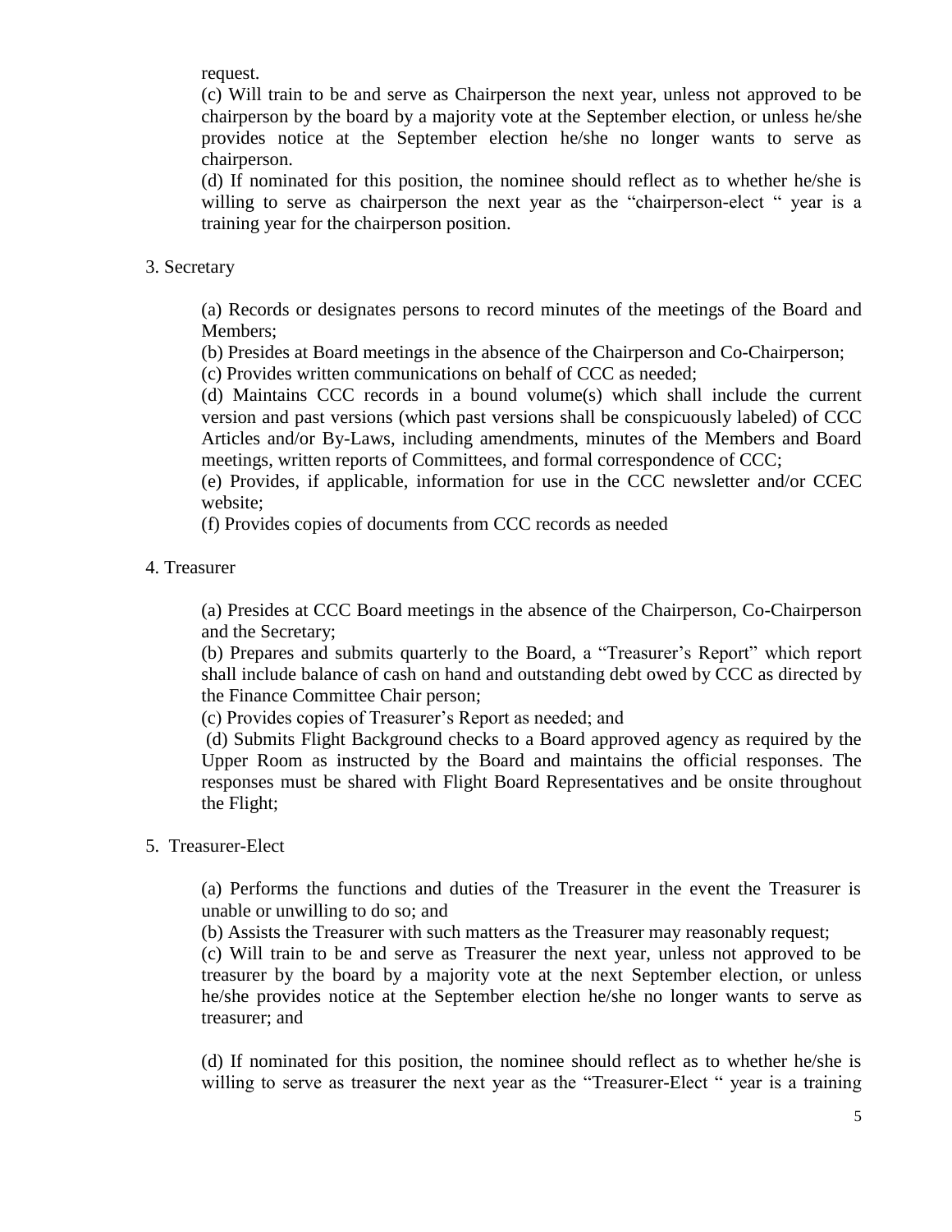request.

(c) Will train to be and serve as Chairperson the next year, unless not approved to be chairperson by the board by a majority vote at the September election, or unless he/she provides notice at the September election he/she no longer wants to serve as chairperson.

(d) If nominated for this position, the nominee should reflect as to whether he/she is willing to serve as chairperson the next year as the "chairperson-elect " year is a training year for the chairperson position.

3. Secretary

(a) Records or designates persons to record minutes of the meetings of the Board and Members;

(b) Presides at Board meetings in the absence of the Chairperson and Co-Chairperson;

(c) Provides written communications on behalf of CCC as needed;

(d) Maintains CCC records in a bound volume(s) which shall include the current version and past versions (which past versions shall be conspicuously labeled) of CCC Articles and/or By-Laws, including amendments, minutes of the Members and Board meetings, written reports of Committees, and formal correspondence of CCC;

(e) Provides, if applicable, information for use in the CCC newsletter and/or CCEC website;

(f) Provides copies of documents from CCC records as needed

4. Treasurer

(a) Presides at CCC Board meetings in the absence of the Chairperson, Co-Chairperson and the Secretary;

(b) Prepares and submits quarterly to the Board, a "Treasurer's Report" which report shall include balance of cash on hand and outstanding debt owed by CCC as directed by the Finance Committee Chair person;

(c) Provides copies of Treasurer's Report as needed; and

(d) Submits Flight Background checks to a Board approved agency as required by the Upper Room as instructed by the Board and maintains the official responses. The responses must be shared with Flight Board Representatives and be onsite throughout the Flight;

5. Treasurer-Elect

(a) Performs the functions and duties of the Treasurer in the event the Treasurer is unable or unwilling to do so; and

(b) Assists the Treasurer with such matters as the Treasurer may reasonably request;

(c) Will train to be and serve as Treasurer the next year, unless not approved to be treasurer by the board by a majority vote at the next September election, or unless he/she provides notice at the September election he/she no longer wants to serve as treasurer; and

(d) If nominated for this position, the nominee should reflect as to whether he/she is willing to serve as treasurer the next year as the "Treasurer-Elect " year is a training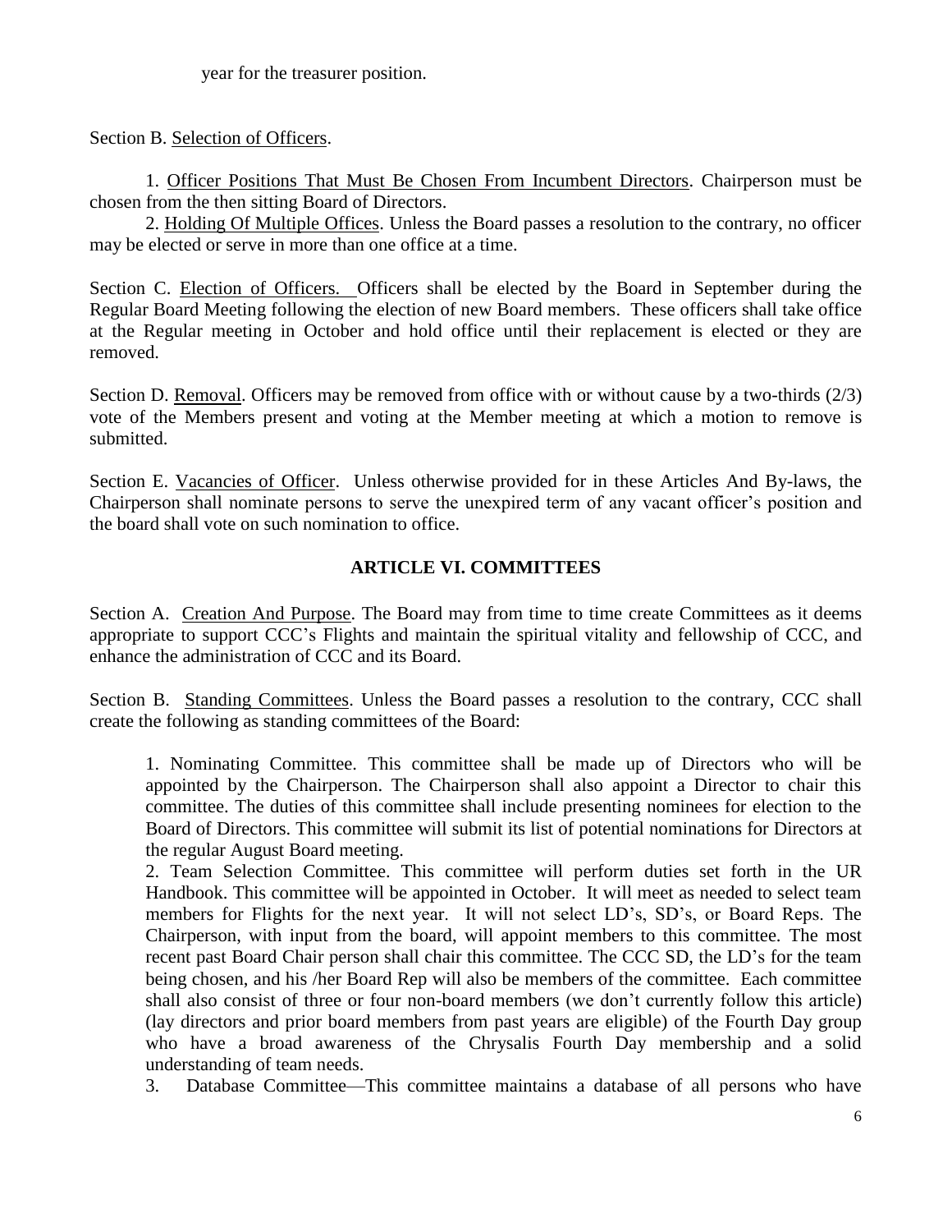year for the treasurer position.

Section B. Selection of Officers.

1. Officer Positions That Must Be Chosen From Incumbent Directors. Chairperson must be chosen from the then sitting Board of Directors.

2. Holding Of Multiple Offices. Unless the Board passes a resolution to the contrary, no officer may be elected or serve in more than one office at a time.

Section C. Election of Officers. Officers shall be elected by the Board in September during the Regular Board Meeting following the election of new Board members. These officers shall take office at the Regular meeting in October and hold office until their replacement is elected or they are removed.

Section D. Removal. Officers may be removed from office with or without cause by a two-thirds (2/3) vote of the Members present and voting at the Member meeting at which a motion to remove is submitted.

Section E. Vacancies of Officer. Unless otherwise provided for in these Articles And By-laws, the Chairperson shall nominate persons to serve the unexpired term of any vacant officer's position and the board shall vote on such nomination to office.

## ARTICLE VI. COMMITTEES

Section A. Creation And Purpose. The Board may from time to time create Committees as it deems appropriate to support CCC's Flights and maintain the spiritual vitality and fellowship of CCC, and enhance the administration of CCC and its Board.

Section B. Standing Committees. Unless the Board passes a resolution to the contrary, CCC shall create the following as standing committees of the Board:

1. Nominating Committee. This committee shall be made up of Directors who will be appointed by the Chairperson. The Chairperson shall also appoint a Director to chair this committee. The duties of this committee shall include presenting nominees for election to the Board of Directors. This committee will submit its list of potential nominations for Directors at the regular August Board meeting.

2. Team Selection Committee. This committee will perform duties set forth in the UR Handbook. This committee will be appointed in October. It will meet as needed to select team members for Flights for the next year. It will not select LD's, SD's, or Board Reps. The Chairperson, with input from the board, will appoint members to this committee. The most recent past Board Chair person shall chair this committee. The CCC SD, the LD's for the team being chosen, and his /her Board Rep will also be members of the committee. Each committee shall also consist of three or four non-board members (we don't currently follow this article) (lay directors and prior board members from past years are eligible) of the Fourth Day group who have a broad awareness of the Chrysalis Fourth Day membership and a solid understanding of team needs.

3. Database Committee—This committee maintains a database of all persons who have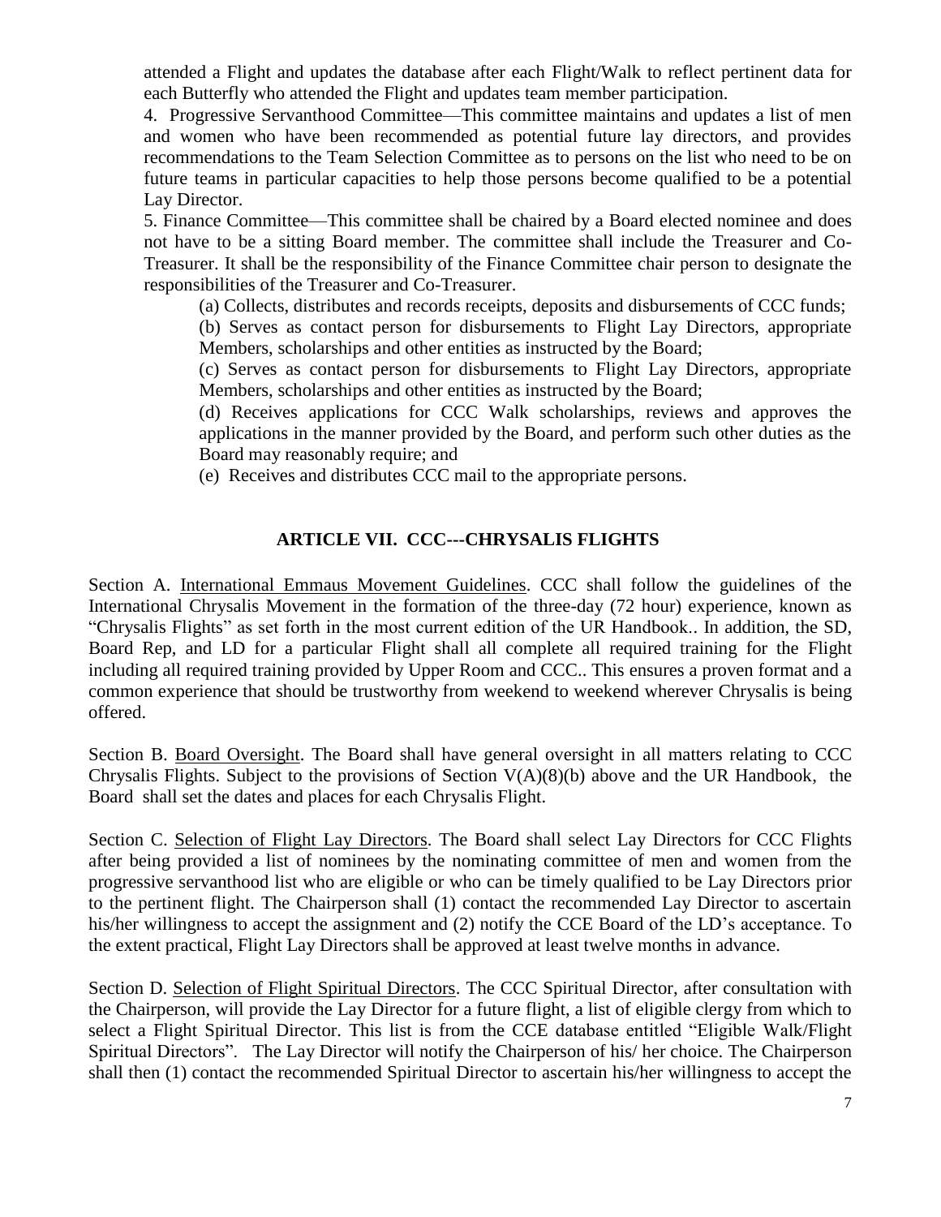attended a Flight and updates the database after each Flight/Walk to reflect pertinent data for each Butterfly who attended the Flight and updates team member participation.

4. Progressive Servanthood Committee—This committee maintains and updates a list of men and women who have been recommended as potential future lay directors, and provides recommendations to the Team Selection Committee as to persons on the list who need to be on future teams in particular capacities to help those persons become qualified to be a potential Lay Director.

5. Finance Committee—This committee shall be chaired by a Board elected nominee and does not have to be a sitting Board member. The committee shall include the Treasurer and Co-Treasurer. It shall be the responsibility of the Finance Committee chair person to designate the responsibilities of the Treasurer and Co-Treasurer.

(a) Collects, distributes and records receipts, deposits and disbursements of CCC funds;

(b) Serves as contact person for disbursements to Flight Lay Directors, appropriate Members, scholarships and other entities as instructed by the Board;

(c) Serves as contact person for disbursements to Flight Lay Directors, appropriate Members, scholarships and other entities as instructed by the Board;

(d) Receives applications for CCC Walk scholarships, reviews and approves the applications in the manner provided by the Board, and perform such other duties as the Board may reasonably require; and

(e) Receives and distributes CCC mail to the appropriate persons.

## ARTICLE VII. CCC---CHRYSALIS FLIGHTS

Section A. International Emmaus Movement Guidelines. CCC shall follow the guidelines of the International Chrysalis Movement in the formation of the three-day (72 hour) experience, known as "Chrysalis Flights" as set forth in the most current edition of the UR Handbook.. In addition, the SD, Board Rep, and LD for a particular Flight shall all complete all required training for the Flight including all required training provided by Upper Room and CCC.. This ensures a proven format and a common experience that should be trustworthy from weekend to weekend wherever Chrysalis is being offered.

Section B. Board Oversight. The Board shall have general oversight in all matters relating to CCC Chrysalis Flights. Subject to the provisions of Section V(A)(8)(b) above and the UR Handbook, the Board shall set the dates and places for each Chrysalis Flight.

Section C. Selection of Flight Lay Directors. The Board shall select Lay Directors for CCC Flights after being provided a list of nominees by the nominating committee of men and women from the progressive servanthood list who are eligible or who can be timely qualified to be Lay Directors prior to the pertinent flight. The Chairperson shall (1) contact the recommended Lay Director to ascertain his/her willingness to accept the assignment and (2) notify the CCE Board of the LD's acceptance. To the extent practical, Flight Lay Directors shall be approved at least twelve months in advance.

Section D. Selection of Flight Spiritual Directors. The CCC Spiritual Director, after consultation with the Chairperson, will provide the Lay Director for a future flight, a list of eligible clergy from which to select a Flight Spiritual Director. This list is from the CCE database entitled "Eligible Walk/Flight Spiritual Directors". The Lay Director will notify the Chairperson of his/ her choice. The Chairperson shall then (1) contact the recommended Spiritual Director to ascertain his/her willingness to accept the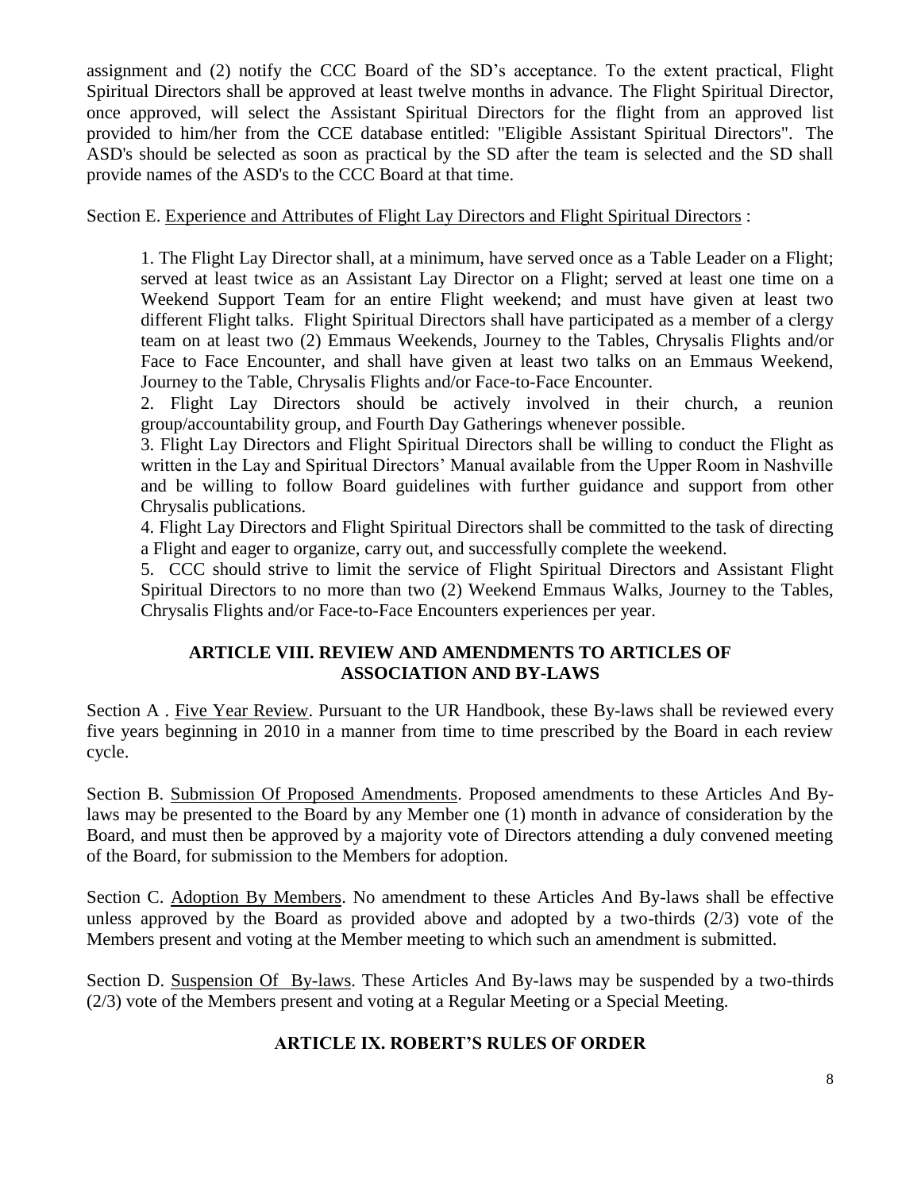assignment and (2) notify the CCC Board of the SD's acceptance. To the extent practical, Flight Spiritual Directors shall be approved at least twelve months in advance. The Flight Spiritual Director, once approved, will select the Assistant Spiritual Directors for the flight from an approved list provided to him/her from the CCE database entitled: "Eligible Assistant Spiritual Directors". The ASD's should be selected as soon as practical by the SD after the team is selected and the SD shall provide names of the ASD's to the CCC Board at that time.

Section E. Experience and Attributes of Flight Lay Directors and Flight Spiritual Directors :

1. The Flight Lay Director shall, at a minimum, have served once as a Table Leader on a Flight; served at least twice as an Assistant Lay Director on a Flight; served at least one time on a Weekend Support Team for an entire Flight weekend; and must have given at least two different Flight talks. Flight Spiritual Directors shall have participated as a member of a clergy team on at least two (2) Emmaus Weekends, Journey to the Tables, Chrysalis Flights and/or Face to Face Encounter, and shall have given at least two talks on an Emmaus Weekend, Journey to the Table, Chrysalis Flights and/or Face-to-Face Encounter.
2. Flight Lay Directors should be actively involved in their church, a reunion group/accountability group, and Fourth Day Gatherings whenever possible.
3. Flight Lay Directors and Flight Spiritual Directors shall be willing to conduct the Flight as written in the Lay and Spiritual Directors' Manual available from the Upper Room in Nashville and be willing to follow Board guidelines with further guidance and support from other Chrysalis publications.
4. Flight Lay Directors and Flight Spiritual Directors shall be committed to the task of directing a Flight and eager to organize, carry out, and successfully complete the weekend.
5. CCC should strive to limit the service of Flight Spiritual Directors and Assistant Flight Spiritual Directors to no more than two (2) Weekend Emmaus Walks, Journey to the Tables, Chrysalis Flights and/or Face-to-Face Encounters experiences per year.

## ARTICLE VIII. REVIEW AND AMENDMENTS TO ARTICLES OF ASSOCIATION AND BY-LAWS

Section A . Five Year Review. Pursuant to the UR Handbook, these By-laws shall be reviewed every five years beginning in 2010 in a manner from time to time prescribed by the Board in each review cycle.

Section B. Submission Of Proposed Amendments. Proposed amendments to these Articles And By-laws may be presented to the Board by any Member one (1) month in advance of consideration by the Board, and must then be approved by a majority vote of Directors attending a duly convened meeting of the Board, for submission to the Members for adoption.

Section C. Adoption By Members. No amendment to these Articles And By-laws shall be effective unless approved by the Board as provided above and adopted by a two-thirds (2/3) vote of the Members present and voting at the Member meeting to which such an amendment is submitted.

Section D. Suspension Of By-laws. These Articles And By-laws may be suspended by a two-thirds (2/3) vote of the Members present and voting at a Regular Meeting or a Special Meeting.

## ARTICLE IX. ROBERT'S RULES OF ORDER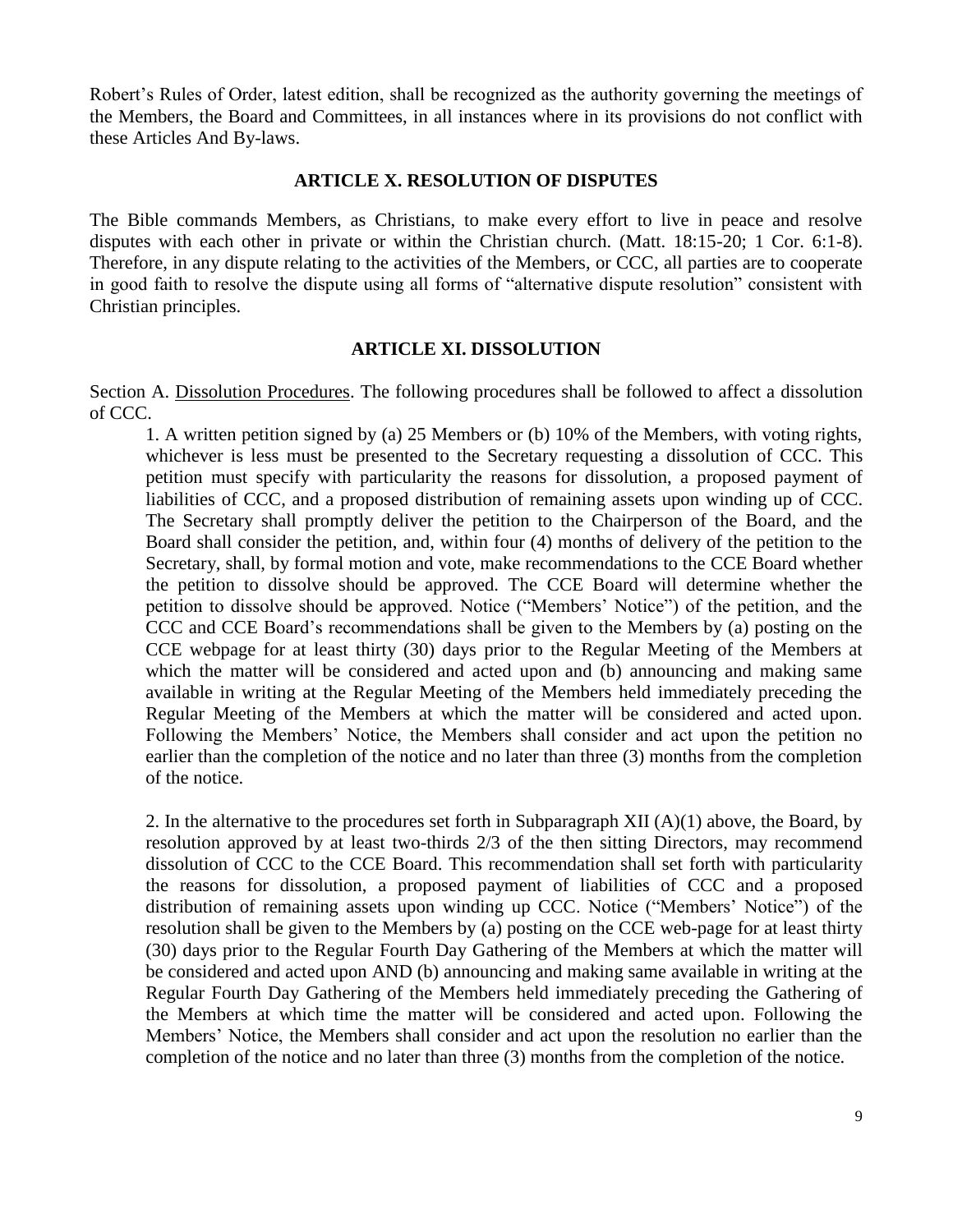Robert's Rules of Order, latest edition, shall be recognized as the authority governing the meetings of the Members, the Board and Committees, in all instances where in its provisions do not conflict with these Articles And By-laws.

## ARTICLE X. RESOLUTION OF DISPUTES

The Bible commands Members, as Christians, to make every effort to live in peace and resolve disputes with each other in private or within the Christian church. (Matt. 18:15-20; 1 Cor. 6:1-8). Therefore, in any dispute relating to the activities of the Members, or CCC, all parties are to cooperate in good faith to resolve the dispute using all forms of "alternative dispute resolution" consistent with Christian principles.

## ARTICLE XI. DISSOLUTION

Section A. Dissolution Procedures. The following procedures shall be followed to affect a dissolution of CCC.

1. A written petition signed by (a) 25 Members or (b) 10% of the Members, with voting rights, whichever is less must be presented to the Secretary requesting a dissolution of CCC. This petition must specify with particularity the reasons for dissolution, a proposed payment of liabilities of CCC, and a proposed distribution of remaining assets upon winding up of CCC. The Secretary shall promptly deliver the petition to the Chairperson of the Board, and the Board shall consider the petition, and, within four (4) months of delivery of the petition to the Secretary, shall, by formal motion and vote, make recommendations to the CCE Board whether the petition to dissolve should be approved. The CCE Board will determine whether the petition to dissolve should be approved. Notice ("Members' Notice") of the petition, and the CCC and CCE Board's recommendations shall be given to the Members by (a) posting on the CCE webpage for at least thirty (30) days prior to the Regular Meeting of the Members at which the matter will be considered and acted upon and (b) announcing and making same available in writing at the Regular Meeting of the Members held immediately preceding the Regular Meeting of the Members at which the matter will be considered and acted upon. Following the Members' Notice, the Members shall consider and act upon the petition no earlier than the completion of the notice and no later than three (3) months from the completion of the notice.

2. In the alternative to the procedures set forth in Subparagraph XII (A)(1) above, the Board, by resolution approved by at least two-thirds 2/3 of the then sitting Directors, may recommend dissolution of CCC to the CCE Board. This recommendation shall set forth with particularity the reasons for dissolution, a proposed payment of liabilities of CCC and a proposed distribution of remaining assets upon winding up CCC. Notice ("Members' Notice") of the resolution shall be given to the Members by (a) posting on the CCE web-page for at least thirty (30) days prior to the Regular Fourth Day Gathering of the Members at which the matter will be considered and acted upon AND (b) announcing and making same available in writing at the Regular Fourth Day Gathering of the Members held immediately preceding the Gathering of the Members at which time the matter will be considered and acted upon. Following the Members' Notice, the Members shall consider and act upon the resolution no earlier than the completion of the notice and no later than three (3) months from the completion of the notice.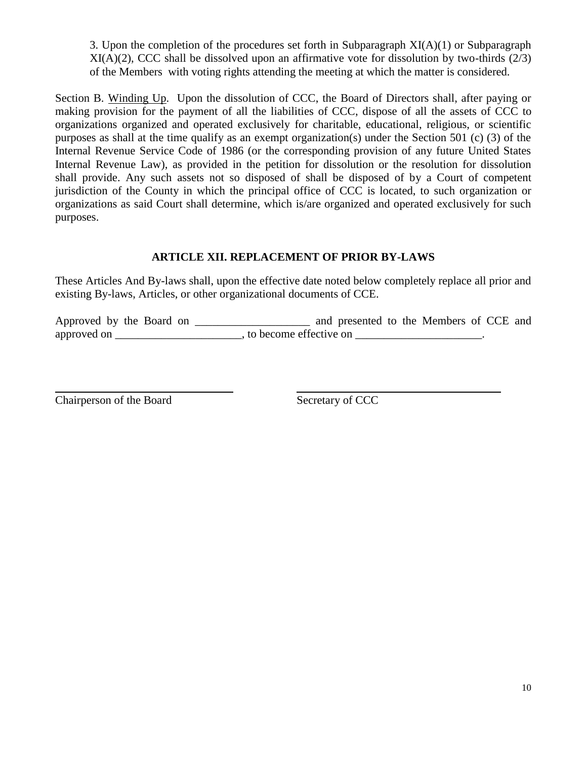3. Upon the completion of the procedures set forth in Subparagraph XI(A)(1) or Subparagraph XI(A)(2), CCC shall be dissolved upon an affirmative vote for dissolution by two-thirds (2/3) of the Members with voting rights attending the meeting at which the matter is considered.

Section B. Winding Up. Upon the dissolution of CCC, the Board of Directors shall, after paying or making provision for the payment of all the liabilities of CCC, dispose of all the assets of CCC to organizations organized and operated exclusively for charitable, educational, religious, or scientific purposes as shall at the time qualify as an exempt organization(s) under the Section 501 (c) (3) of the Internal Revenue Service Code of 1986 (or the corresponding provision of any future United States Internal Revenue Law), as provided in the petition for dissolution or the resolution for dissolution shall provide. Any such assets not so disposed of shall be disposed of by a Court of competent jurisdiction of the County in which the principal office of CCC is located, to such organization or organizations as said Court shall determine, which is/are organized and operated exclusively for such purposes.

## ARTICLE XII. REPLACEMENT OF PRIOR BY-LAWS

These Articles And By-laws shall, upon the effective date noted below completely replace all prior and existing By-laws, Articles, or other organizational documents of CCE.

Approved by the Board on ____________________ and presented to the Members of CCE and approved on ______________________, to become effective on ______________________.

______________________________
Chairperson of the Board

______________________________
Secretary of CCC